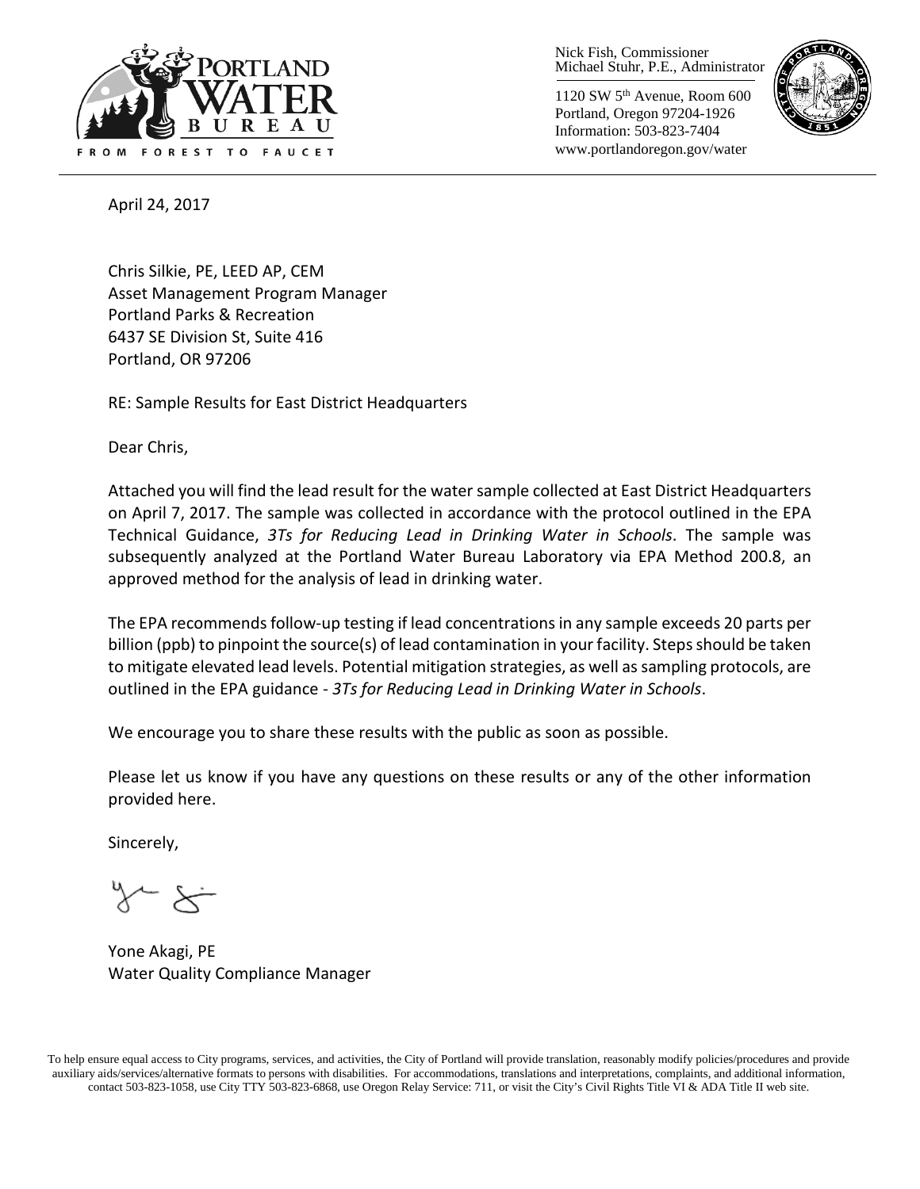PORTLAND WATER BUREAU

FROM FOREST TO FAUCET

Nick Fish, Commissioner
Michael Stuhr, P.E., Administrator

1120 SW 5th Avenue, Room 600
Portland, Oregon 97204-1926
Information: 503-823-7404
www.portlandoregon.gov/water

April 24, 2017

Chris Silkie, PE, LEED AP, CEM
Asset Management Program Manager
Portland Parks & Recreation
6437 SE Division St, Suite 416
Portland, OR 97206

RE: Sample Results for East District Headquarters

Dear Chris,

Attached you will find the lead result for the water sample collected at East District Headquarters on April 7, 2017. The sample was collected in accordance with the protocol outlined in the EPA Technical Guidance, *3Ts for Reducing Lead in Drinking Water in Schools*. The sample was subsequently analyzed at the Portland Water Bureau Laboratory via EPA Method 200.8, an approved method for the analysis of lead in drinking water.

The EPA recommends follow-up testing if lead concentrations in any sample exceeds 20 parts per billion (ppb) to pinpoint the source(s) of lead contamination in your facility. Steps should be taken to mitigate elevated lead levels. Potential mitigation strategies, as well as sampling protocols, are outlined in the EPA guidance - *3Ts for Reducing Lead in Drinking Water in Schools*.

We encourage you to share these results with the public as soon as possible.

Please let us know if you have any questions on these results or any of the other information provided here.

Sincerely,

Yone Akagi, PE
Water Quality Compliance Manager

To help ensure equal access to City programs, services, and activities, the City of Portland will provide translation, reasonably modify policies/procedures and provide auxiliary aids/services/alternative formats to persons with disabilities. For accommodations, translations and interpretations, complaints, and additional information, contact 503-823-1058, use City TTY 503-823-6868, use Oregon Relay Service: 711, or visit the City's Civil Rights Title VI & ADA Title II web site.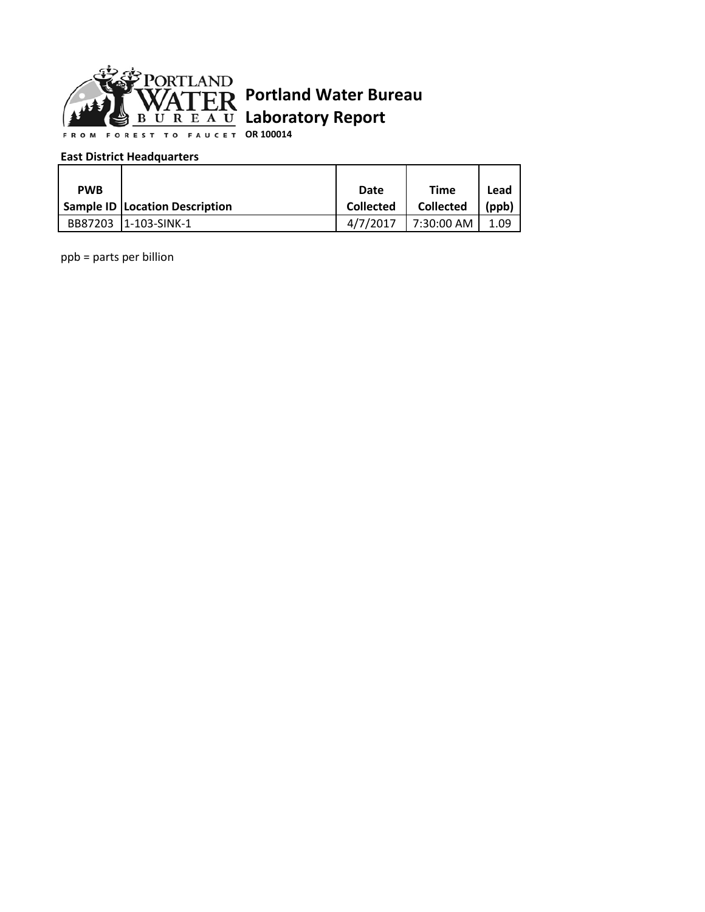# Portland Water Bureau Laboratory Report

**OR 100014**

**East District Headquarters**

| PWB Sample ID | Location Description | Date Collected | Time Collected | Lead (ppb) |
|---|---|---|---|---|
| BB87203 | 1-103-SINK-1 | 4/7/2017 | 7:30:00 AM | 1.09 |

ppb = parts per billion